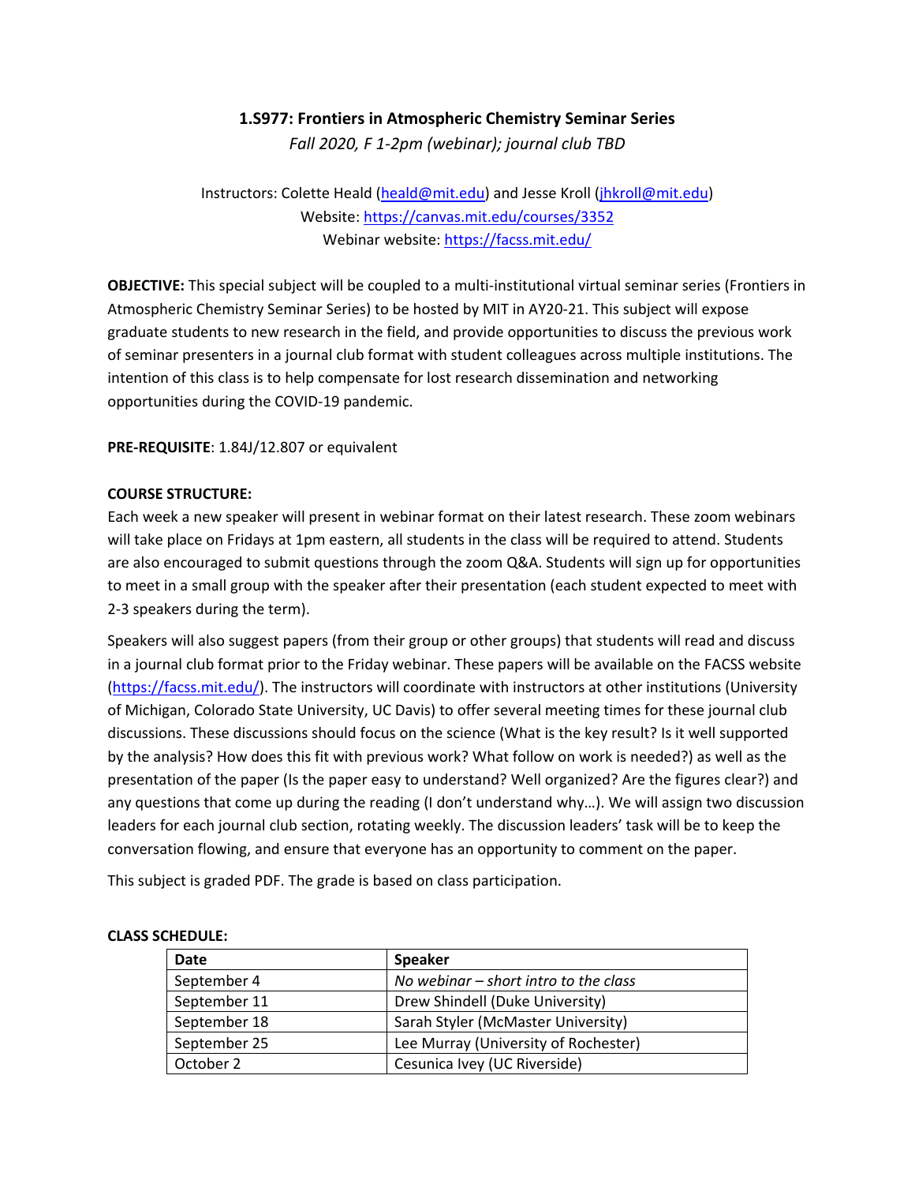# 1.S977: Frontiers in Atmospheric Chemistry Seminar Series

*Fall 2020, F 1-2pm (webinar); journal club TBD*

Instructors: Colette Heald (heald@mit.edu) and Jesse Kroll (jhkroll@mit.edu)
Website: https://canvas.mit.edu/courses/3352
Webinar website: https://facss.mit.edu/

**OBJECTIVE:** This special subject will be coupled to a multi-institutional virtual seminar series (Frontiers in Atmospheric Chemistry Seminar Series) to be hosted by MIT in AY20-21. This subject will expose graduate students to new research in the field, and provide opportunities to discuss the previous work of seminar presenters in a journal club format with student colleagues across multiple institutions. The intention of this class is to help compensate for lost research dissemination and networking opportunities during the COVID-19 pandemic.

**PRE-REQUISITE**: 1.84J/12.807 or equivalent

**COURSE STRUCTURE:**

Each week a new speaker will present in webinar format on their latest research. These zoom webinars will take place on Fridays at 1pm eastern, all students in the class will be required to attend. Students are also encouraged to submit questions through the zoom Q&A. Students will sign up for opportunities to meet in a small group with the speaker after their presentation (each student expected to meet with 2-3 speakers during the term).

Speakers will also suggest papers (from their group or other groups) that students will read and discuss in a journal club format prior to the Friday webinar. These papers will be available on the FACSS website (https://facss.mit.edu/). The instructors will coordinate with instructors at other institutions (University of Michigan, Colorado State University, UC Davis) to offer several meeting times for these journal club discussions. These discussions should focus on the science (What is the key result? Is it well supported by the analysis? How does this fit with previous work? What follow on work is needed?) as well as the presentation of the paper (Is the paper easy to understand? Well organized? Are the figures clear?) and any questions that come up during the reading (I don't understand why…). We will assign two discussion leaders for each journal club section, rotating weekly. The discussion leaders' task will be to keep the conversation flowing, and ensure that everyone has an opportunity to comment on the paper.

This subject is graded PDF. The grade is based on class participation.

**CLASS SCHEDULE:**

| Date | Speaker |
|---|---|
| September 4 | *No webinar – short intro to the class* |
| September 11 | Drew Shindell (Duke University) |
| September 18 | Sarah Styler (McMaster University) |
| September 25 | Lee Murray (University of Rochester) |
| October 2 | Cesunica Ivey (UC Riverside) |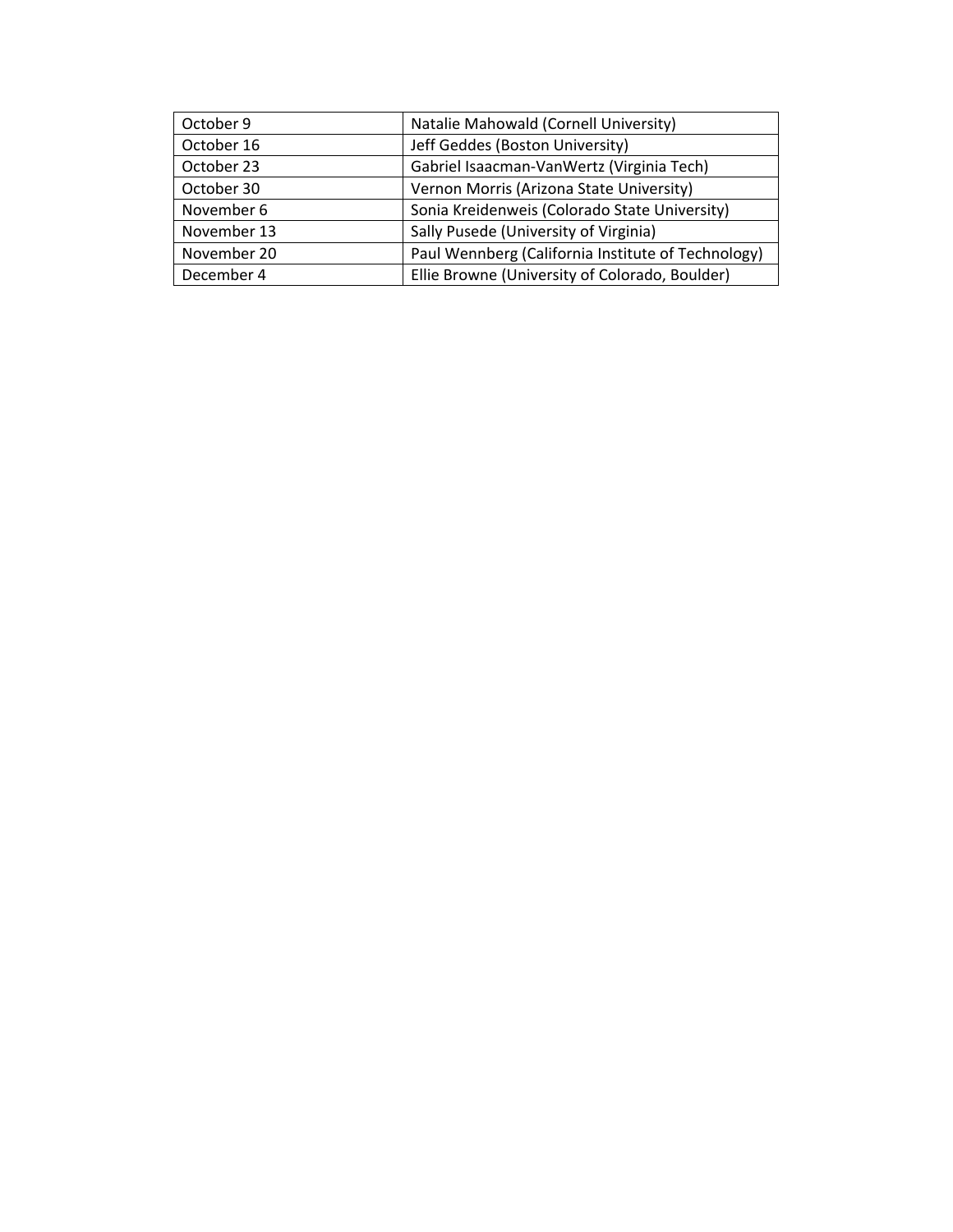| | |
|---|---|
| October 9 | Natalie Mahowald (Cornell University) |
| October 16 | Jeff Geddes (Boston University) |
| October 23 | Gabriel Isaacman-VanWertz (Virginia Tech) |
| October 30 | Vernon Morris (Arizona State University) |
| November 6 | Sonia Kreidenweis (Colorado State University) |
| November 13 | Sally Pusede (University of Virginia) |
| November 20 | Paul Wennberg (California Institute of Technology) |
| December 4 | Ellie Browne (University of Colorado, Boulder) |